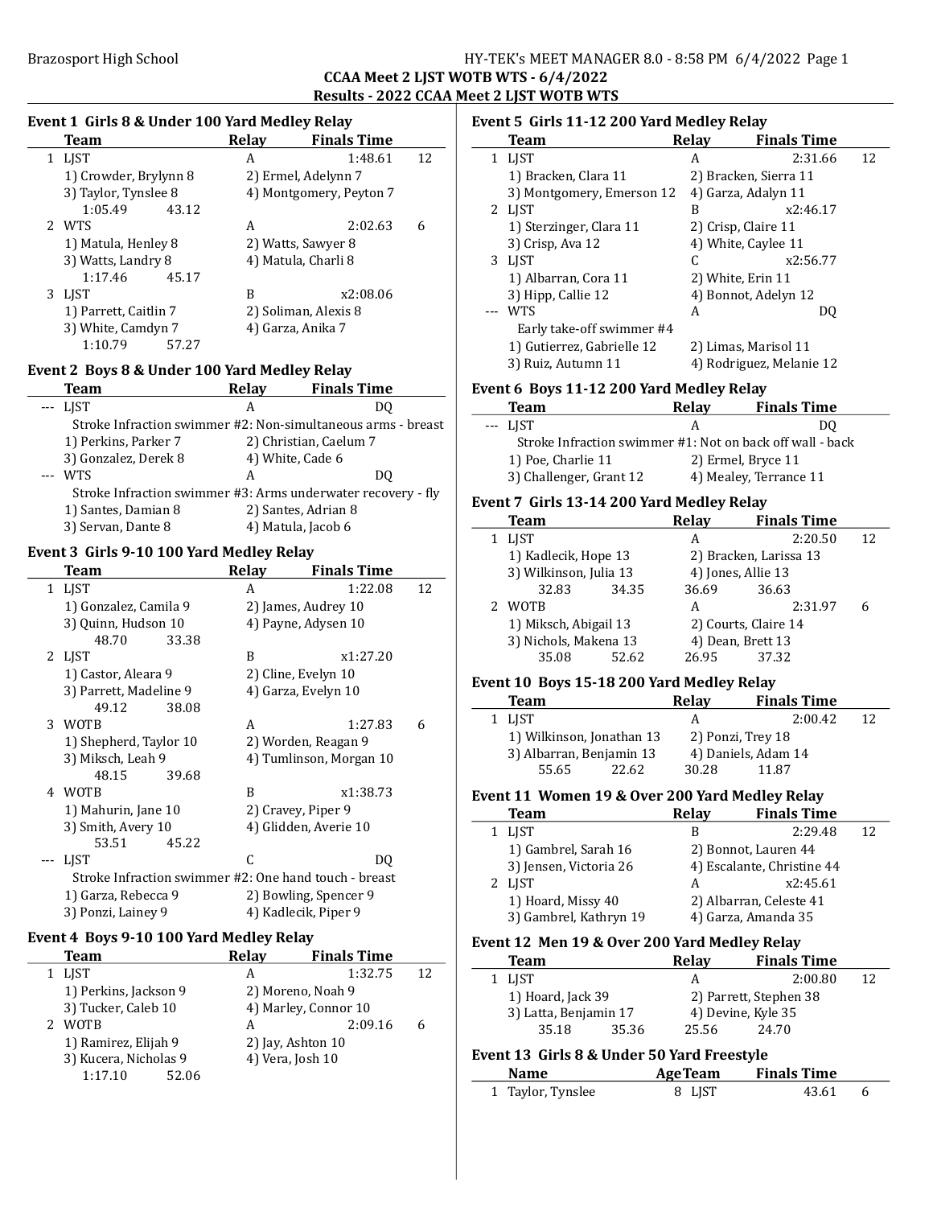Brazosport High School

HY-TEK's MEET MANAGER 8.0 - 8:58 PM 6/4/2022

## CCAA Meet 2 LJST WOTB WTS - 6/4/2022

## Results - 2022 CCAA Meet 2 LJST WOTB WTS

### Event 1 Girls 8 & Under 100 Yard Medley Relay

| | Team | Relay | Finals Time | |
|---|---|---|---|---|
| 1 | LJST | A | 1:48.61 | 12 |
| | 1) Crowder, Brylynn 8 | 2) Ermel, Adelynn 7 | | |
| | 3) Taylor, Tynslee 8 | 4) Montgomery, Peyton 7 | | |
| | 1:05.49 | 43.12 | | |
| 2 | WTS | A | 2:02.63 | 6 |
| | 1) Matula, Henley 8 | 2) Watts, Sawyer 8 | | |
| | 3) Watts, Landry 8 | 4) Matula, Charli 8 | | |
| | 1:17.46 | 45.17 | | |
| 3 | LJST | B | x2:08.06 | |
| | 1) Parrett, Caitlin 7 | 2) Soliman, Alexis 8 | | |
| | 3) White, Camdyn 7 | 4) Garza, Anika 7 | | |
| | 1:10.79 | 57.27 | | |

### Event 2 Boys 8 & Under 100 Yard Medley Relay

| | Team | Relay | Finals Time |
|---|---|---|---|
| --- | LJST | A | DQ |
| | Stroke Infraction swimmer #2: Non-simultaneous arms - breast | | |
| | 1) Perkins, Parker 7 | 2) Christian, Caelum 7 | |
| | 3) Gonzalez, Derek 8 | 4) White, Cade 6 | |
| --- | WTS | A | DQ |
| | Stroke Infraction swimmer #3: Arms underwater recovery - fly | | |
| | 1) Santes, Damian 8 | 2) Santes, Adrian 8 | |
| | 3) Servan, Dante 8 | 4) Matula, Jacob 6 | |

### Event 3 Girls 9-10 100 Yard Medley Relay

| | Team | Relay | Finals Time | |
|---|---|---|---|---|
| 1 | LJST | A | 1:22.08 | 12 |
| | 1) Gonzalez, Camila 9 | 2) James, Audrey 10 | | |
| | 3) Quinn, Hudson 10 | 4) Payne, Adysen 10 | | |
| | 48.70 | 33.38 | | |
| 2 | LJST | B | x1:27.20 | |
| | 1) Castor, Aleara 9 | 2) Cline, Evelyn 10 | | |
| | 3) Parrett, Madeline 9 | 4) Garza, Evelyn 10 | | |
| | 49.12 | 38.08 | | |
| 3 | WOTB | A | 1:27.83 | 6 |
| | 1) Shepherd, Taylor 10 | 2) Worden, Reagan 9 | | |
| | 3) Miksch, Leah 9 | 4) Tumlinson, Morgan 10 | | |
| | 48.15 | 39.68 | | |
| 4 | WOTB | B | x1:38.73 | |
| | 1) Mahurin, Jane 10 | 2) Cravey, Piper 9 | | |
| | 3) Smith, Avery 10 | 4) Glidden, Averie 10 | | |
| | 53.51 | 45.22 | | |
| --- | LJST | C | DQ | |
| | Stroke Infraction swimmer #2: One hand touch - breast | | | |
| | 1) Garza, Rebecca 9 | 2) Bowling, Spencer 9 | | |
| | 3) Ponzi, Lainey 9 | 4) Kadlecik, Piper 9 | | |

### Event 4 Boys 9-10 100 Yard Medley Relay

| | Team | Relay | Finals Time | |
|---|---|---|---|---|
| 1 | LJST | A | 1:32.75 | 12 |
| | 1) Perkins, Jackson 9 | 2) Moreno, Noah 9 | | |
| | 3) Tucker, Caleb 10 | 4) Marley, Connor 10 | | |
| 2 | WOTB | A | 2:09.16 | 6 |
| | 1) Ramirez, Elijah 9 | 2) Jay, Ashton 10 | | |
| | 3) Kucera, Nicholas 9 | 4) Vera, Josh 10 | | |
| | 1:17.10 | 52.06 | | |

### Event 5 Girls 11-12 200 Yard Medley Relay

| | Team | Relay | Finals Time | |
|---|---|---|---|---|
| 1 | LJST | A | 2:31.66 | 12 |
| | 1) Bracken, Clara 11 | 2) Bracken, Sierra 11 | | |
| | 3) Montgomery, Emerson 12 | 4) Garza, Adalyn 11 | | |
| 2 | LJST | B | x2:46.17 | |
| | 1) Sterzinger, Clara 11 | 2) Crisp, Claire 11 | | |
| | 3) Crisp, Ava 12 | 4) White, Caylee 11 | | |
| 3 | LJST | C | x2:56.77 | |
| | 1) Albarran, Cora 11 | 2) White, Erin 11 | | |
| | 3) Hipp, Callie 12 | 4) Bonnot, Adelyn 12 | | |
| --- | WTS | A | DQ | |
| | Early take-off swimmer #4 | | | |
| | 1) Gutierrez, Gabrielle 12 | 2) Limas, Marisol 11 | | |
| | 3) Ruiz, Autumn 11 | 4) Rodriguez, Melanie 12 | | |

### Event 6 Boys 11-12 200 Yard Medley Relay

| | Team | Relay | Finals Time |
|---|---|---|---|
| --- | LJST | A | DQ |
| | Stroke Infraction swimmer #1: Not on back off wall - back | | |
| | 1) Poe, Charlie 11 | 2) Ermel, Bryce 11 | |
| | 3) Challenger, Grant 12 | 4) Mealey, Terrance 11 | |

### Event 7 Girls 13-14 200 Yard Medley Relay

| | Team | Relay | Finals Time | |
|---|---|---|---|---|
| 1 | LJST | A | 2:20.50 | 12 |
| | 1) Kadlecik, Hope 13 | 2) Bracken, Larissa 13 | | |
| | 3) Wilkinson, Julia 13 | 4) Jones, Allie 13 | | |
| | 32.83 34.35 | 36.69 36.63 | | |
| 2 | WOTB | A | 2:31.97 | 6 |
| | 1) Miksch, Abigail 13 | 2) Courts, Claire 14 | | |
| | 3) Nichols, Makena 13 | 4) Dean, Brett 13 | | |
| | 35.08 52.62 | 26.95 37.32 | | |

### Event 10 Boys 15-18 200 Yard Medley Relay

| | Team | Relay | Finals Time | |
|---|---|---|---|---|
| 1 | LJST | A | 2:00.42 | 12 |
| | 1) Wilkinson, Jonathan 13 | 2) Ponzi, Trey 18 | | |
| | 3) Albarran, Benjamin 13 | 4) Daniels, Adam 14 | | |
| | 55.65 22.62 | 30.28 11.87 | | |

### Event 11 Women 19 & Over 200 Yard Medley Relay

| | Team | Relay | Finals Time | |
|---|---|---|---|---|
| 1 | LJST | B | 2:29.48 | 12 |
| | 1) Gambrel, Sarah 16 | 2) Bonnot, Lauren 44 | | |
| | 3) Jensen, Victoria 26 | 4) Escalante, Christine 44 | | |
| 2 | LJST | A | x2:45.61 | |
| | 1) Hoard, Missy 40 | 2) Albarran, Celeste 41 | | |
| | 3) Gambrel, Kathryn 19 | 4) Garza, Amanda 35 | | |

### Event 12 Men 19 & Over 200 Yard Medley Relay

| | Team | Relay | Finals Time | |
|---|---|---|---|---|
| 1 | LJST | A | 2:00.80 | 12 |
| | 1) Hoard, Jack 39 | 2) Parrett, Stephen 38 | | |
| | 3) Latta, Benjamin 17 | 4) Devine, Kyle 35 | | |
| | 35.18 35.36 | 25.56 24.70 | | |

### Event 13 Girls 8 & Under 50 Yard Freestyle

| | Name | Age | Team | Finals Time | |
|---|---|---|---|---|---|
| 1 | Taylor, Tynslee | 8 | LJST | 43.61 | 6 |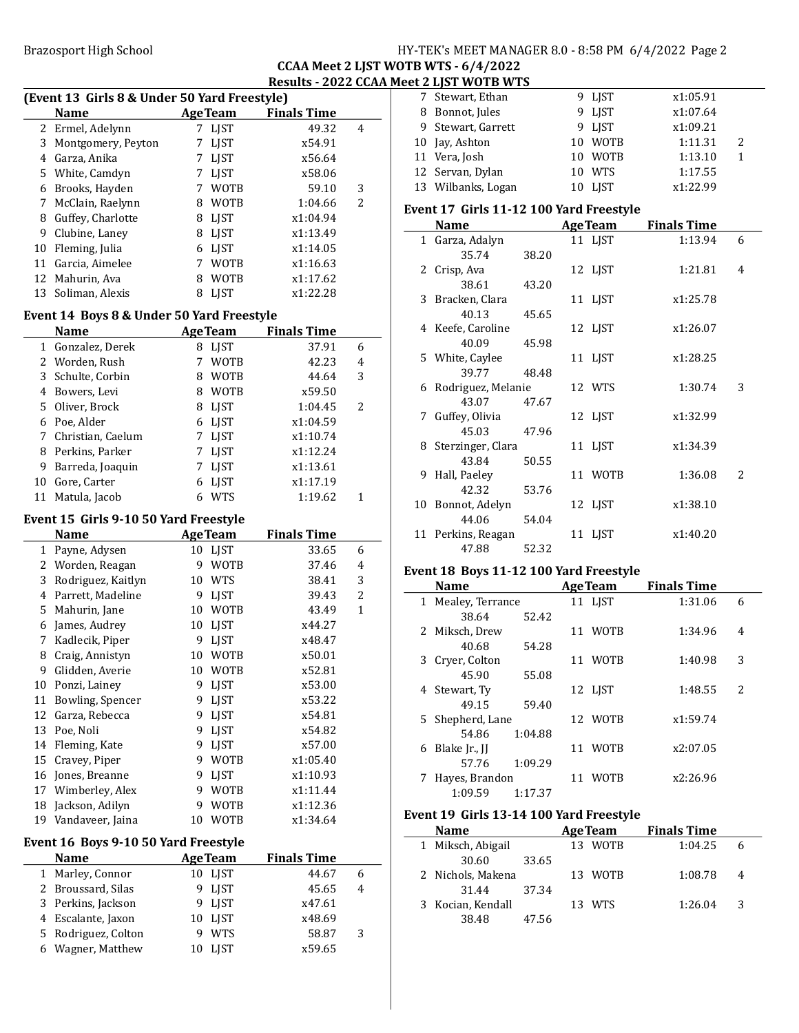## CCAA Meet 2 LJST WOTB WTS - 6/4/2022

### Results - 2022 CCAA Meet 2 LJST WOTB WTS

### (Event 13 Girls 8 & Under 50 Yard Freestyle)

| | Name | Age | Team | Finals Time | |
|---|---|---|---|---|---|
| 2 | Ermel, Adelynn | 7 | LJST | 49.32 | 4 |
| 3 | Montgomery, Peyton | 7 | LJST | x54.91 | |
| 4 | Garza, Anika | 7 | LJST | x56.64 | |
| 5 | White, Camdyn | 7 | LJST | x58.06 | |
| 6 | Brooks, Hayden | 7 | WOTB | 59.10 | 3 |
| 7 | McClain, Raelynn | 8 | WOTB | 1:04.66 | 2 |
| 8 | Guffey, Charlotte | 8 | LJST | x1:04.94 | |
| 9 | Clubine, Laney | 8 | LJST | x1:13.49 | |
| 10 | Fleming, Julia | 6 | LJST | x1:14.05 | |
| 11 | Garcia, Aimelee | 7 | WOTB | x1:16.63 | |
| 12 | Mahurin, Ava | 8 | WOTB | x1:17.62 | |
| 13 | Soliman, Alexis | 8 | LJST | x1:22.28 | |

### Event 14 Boys 8 & Under 50 Yard Freestyle

| | Name | Age | Team | Finals Time | |
|---|---|---|---|---|---|
| 1 | Gonzalez, Derek | 8 | LJST | 37.91 | 6 |
| 2 | Worden, Rush | 7 | WOTB | 42.23 | 4 |
| 3 | Schulte, Corbin | 8 | WOTB | 44.64 | 3 |
| 4 | Bowers, Levi | 8 | WOTB | x59.50 | |
| 5 | Oliver, Brock | 8 | LJST | 1:04.45 | 2 |
| 6 | Poe, Alder | 6 | LJST | x1:04.59 | |
| 7 | Christian, Caelum | 7 | LJST | x1:10.74 | |
| 8 | Perkins, Parker | 7 | LJST | x1:12.24 | |
| 9 | Barreda, Joaquin | 7 | LJST | x1:13.61 | |
| 10 | Gore, Carter | 6 | LJST | x1:17.19 | |
| 11 | Matula, Jacob | 6 | WTS | 1:19.62 | 1 |

### Event 15 Girls 9-10 50 Yard Freestyle

| | Name | Age | Team | Finals Time | |
|---|---|---|---|---|---|
| 1 | Payne, Adysen | 10 | LJST | 33.65 | 6 |
| 2 | Worden, Reagan | 9 | WOTB | 37.46 | 4 |
| 3 | Rodriguez, Kaitlyn | 10 | WTS | 38.41 | 3 |
| 4 | Parrett, Madeline | 9 | LJST | 39.43 | 2 |
| 5 | Mahurin, Jane | 10 | WOTB | 43.49 | 1 |
| 6 | James, Audrey | 10 | LJST | x44.27 | |
| 7 | Kadlecik, Piper | 9 | LJST | x48.47 | |
| 8 | Craig, Annistyn | 10 | WOTB | x50.01 | |
| 9 | Glidden, Averie | 10 | WOTB | x52.81 | |
| 10 | Ponzi, Lainey | 9 | LJST | x53.00 | |
| 11 | Bowling, Spencer | 9 | LJST | x53.22 | |
| 12 | Garza, Rebecca | 9 | LJST | x54.81 | |
| 13 | Poe, Noli | 9 | LJST | x54.82 | |
| 14 | Fleming, Kate | 9 | LJST | x57.00 | |
| 15 | Cravey, Piper | 9 | WOTB | x1:05.40 | |
| 16 | Jones, Breanne | 9 | LJST | x1:10.93 | |
| 17 | Wimberley, Alex | 9 | WOTB | x1:11.44 | |
| 18 | Jackson, Adilyn | 9 | WOTB | x1:12.36 | |
| 19 | Vandaveer, Jaina | 10 | WOTB | x1:34.64 | |

### Event 16 Boys 9-10 50 Yard Freestyle

| | Name | Age | Team | Finals Time | |
|---|---|---|---|---|---|
| 1 | Marley, Connor | 10 | LJST | 44.67 | 6 |
| 2 | Broussard, Silas | 9 | LJST | 45.65 | 4 |
| 3 | Perkins, Jackson | 9 | LJST | x47.61 | |
| 4 | Escalante, Jaxon | 10 | LJST | x48.69 | |
| 5 | Rodriguez, Colton | 9 | WTS | 58.87 | 3 |
| 6 | Wagner, Matthew | 10 | LJST | x59.65 | |
| 7 | Stewart, Ethan | 9 | LJST | x1:05.91 | |
| 8 | Bonnot, Jules | 9 | LJST | x1:07.64 | |
| 9 | Stewart, Garrett | 9 | LJST | x1:09.21 | |
| 10 | Jay, Ashton | 10 | WOTB | 1:11.31 | 2 |
| 11 | Vera, Josh | 10 | WOTB | 1:13.10 | 1 |
| 12 | Servan, Dylan | 10 | WTS | 1:17.55 | |
| 13 | Wilbanks, Logan | 10 | LJST | x1:22.99 | |

### Event 17 Girls 11-12 100 Yard Freestyle

| | Name | Age | Team | Finals Time | |
|---|---|---|---|---|---|
| 1 | Garza, Adalyn | 11 | LJST | 1:13.94 | 6 |
| | 35.74 38.20 | | | | |
| 2 | Crisp, Ava | 12 | LJST | 1:21.81 | 4 |
| | 38.61 43.20 | | | | |
| 3 | Bracken, Clara | 11 | LJST | x1:25.78 | |
| | 40.13 45.65 | | | | |
| 4 | Keefe, Caroline | 12 | LJST | x1:26.07 | |
| | 40.09 45.98 | | | | |
| 5 | White, Caylee | 11 | LJST | x1:28.25 | |
| | 39.77 48.48 | | | | |
| 6 | Rodriguez, Melanie | 12 | WTS | 1:30.74 | 3 |
| | 43.07 47.67 | | | | |
| 7 | Guffey, Olivia | 12 | LJST | x1:32.99 | |
| | 45.03 47.96 | | | | |
| 8 | Sterzinger, Clara | 11 | LJST | x1:34.39 | |
| | 43.84 50.55 | | | | |
| 9 | Hall, Paeley | 11 | WOTB | 1:36.08 | 2 |
| | 42.32 53.76 | | | | |
| 10 | Bonnot, Adelyn | 12 | LJST | x1:38.10 | |
| | 44.06 54.04 | | | | |
| 11 | Perkins, Reagan | 11 | LJST | x1:40.20 | |
| | 47.88 52.32 | | | | |

### Event 18 Boys 11-12 100 Yard Freestyle

| | Name | Age | Team | Finals Time | |
|---|---|---|---|---|---|
| 1 | Mealey, Terrance | 11 | LJST | 1:31.06 | 6 |
| | 38.64 52.42 | | | | |
| 2 | Miksch, Drew | 11 | WOTB | 1:34.96 | 4 |
| | 40.68 54.28 | | | | |
| 3 | Cryer, Colton | 11 | WOTB | 1:40.98 | 3 |
| | 45.90 55.08 | | | | |
| 4 | Stewart, Ty | 12 | LJST | 1:48.55 | 2 |
| | 49.15 59.40 | | | | |
| 5 | Shepherd, Lane | 12 | WOTB | x1:59.74 | |
| | 54.86 1:04.88 | | | | |
| 6 | Blake Jr., JJ | 11 | WOTB | x2:07.05 | |
| | 57.76 1:09.29 | | | | |
| 7 | Hayes, Brandon | 11 | WOTB | x2:26.96 | |
| | 1:09.59 1:17.37 | | | | |

### Event 19 Girls 13-14 100 Yard Freestyle

| | Name | Age | Team | Finals Time | |
|---|---|---|---|---|---|
| 1 | Miksch, Abigail | 13 | WOTB | 1:04.25 | 6 |
| | 30.60 33.65 | | | | |
| 2 | Nichols, Makena | 13 | WOTB | 1:08.78 | 4 |
| | 31.44 37.34 | | | | |
| 3 | Kocian, Kendall | 13 | WTS | 1:26.04 | 3 |
| | 38.48 47.56 | | | | |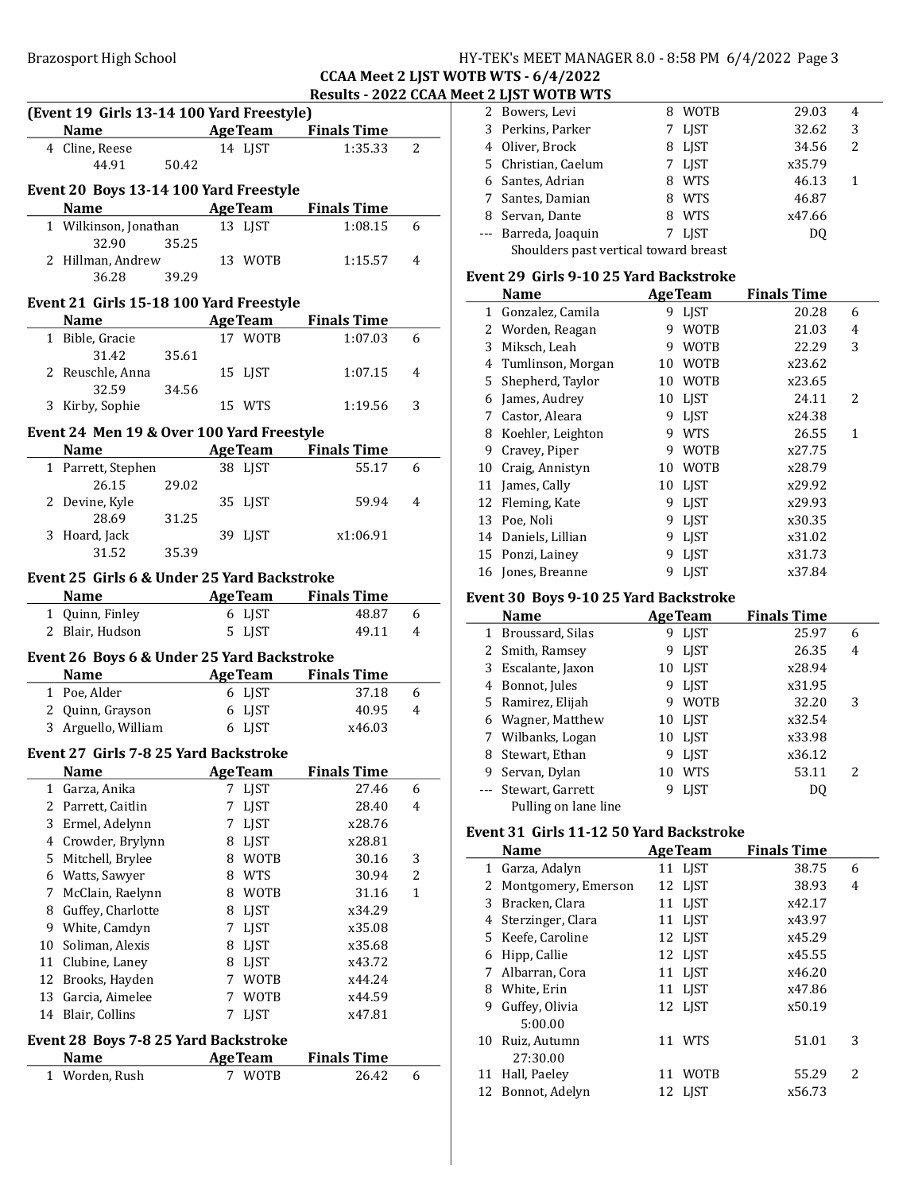## CCAA Meet 2 LJST WOTB WTS - 6/4/2022

### Results - 2022 CCAA Meet 2 LJST WOTB WTS

#### (Event 19 Girls 13-14 100 Yard Freestyle)

| | Name | Age | Team | Finals Time | |
|---|---|---|---|---|---|
| 4 | Cline, Reese | 14 | LJST | 1:35.33 | 2 |
| | 44.91 50.42 | | | | |

#### Event 20 Boys 13-14 100 Yard Freestyle

| | Name | Age | Team | Finals Time | |
|---|---|---|---|---|---|
| 1 | Wilkinson, Jonathan | 13 | LJST | 1:08.15 | 6 |
| | 32.90 35.25 | | | | |
| 2 | Hillman, Andrew | 13 | WOTB | 1:15.57 | 4 |
| | 36.28 39.29 | | | | |

#### Event 21 Girls 15-18 100 Yard Freestyle

| | Name | Age | Team | Finals Time | |
|---|---|---|---|---|---|
| 1 | Bible, Gracie | 17 | WOTB | 1:07.03 | 6 |
| | 31.42 35.61 | | | | |
| 2 | Reuschle, Anna | 15 | LJST | 1:07.15 | 4 |
| | 32.59 34.56 | | | | |
| 3 | Kirby, Sophie | 15 | WTS | 1:19.56 | 3 |

#### Event 24 Men 19 & Over 100 Yard Freestyle

| | Name | Age | Team | Finals Time | |
|---|---|---|---|---|---|
| 1 | Parrett, Stephen | 38 | LJST | 55.17 | 6 |
| | 26.15 29.02 | | | | |
| 2 | Devine, Kyle | 35 | LJST | 59.94 | 4 |
| | 28.69 31.25 | | | | |
| 3 | Hoard, Jack | 39 | LJST | x1:06.91 | |
| | 31.52 35.39 | | | | |

#### Event 25 Girls 6 & Under 25 Yard Backstroke

| | Name | Age | Team | Finals Time | |
|---|---|---|---|---|---|
| 1 | Quinn, Finley | 6 | LJST | 48.87 | 6 |
| 2 | Blair, Hudson | 5 | LJST | 49.11 | 4 |

#### Event 26 Boys 6 & Under 25 Yard Backstroke

| | Name | Age | Team | Finals Time | |
|---|---|---|---|---|---|
| 1 | Poe, Alder | 6 | LJST | 37.18 | 6 |
| 2 | Quinn, Grayson | 6 | LJST | 40.95 | 4 |
| 3 | Arguello, William | 6 | LJST | x46.03 | |

#### Event 27 Girls 7-8 25 Yard Backstroke

| | Name | Age | Team | Finals Time | |
|---|---|---|---|---|---|
| 1 | Garza, Anika | 7 | LJST | 27.46 | 6 |
| 2 | Parrett, Caitlin | 7 | LJST | 28.40 | 4 |
| 3 | Ermel, Adelynn | 7 | LJST | x28.76 | |
| 4 | Crowder, Brylynn | 8 | LJST | x28.81 | |
| 5 | Mitchell, Brylee | 8 | WOTB | 30.16 | 3 |
| 6 | Watts, Sawyer | 8 | WTS | 30.94 | 2 |
| 7 | McClain, Raelynn | 8 | WOTB | 31.16 | 1 |
| 8 | Guffey, Charlotte | 8 | LJST | x34.29 | |
| 9 | White, Camdyn | 7 | LJST | x35.08 | |
| 10 | Soliman, Alexis | 8 | LJST | x35.68 | |
| 11 | Clubine, Laney | 8 | LJST | x43.72 | |
| 12 | Brooks, Hayden | 7 | WOTB | x44.24 | |
| 13 | Garcia, Aimelee | 7 | WOTB | x44.59 | |
| 14 | Blair, Collins | 7 | LJST | x47.81 | |

#### Event 28 Boys 7-8 25 Yard Backstroke

| | Name | Age | Team | Finals Time | |
|---|---|---|---|---|---|
| 1 | Worden, Rush | 7 | WOTB | 26.42 | 6 |
| 2 | Bowers, Levi | 8 | WOTB | 29.03 | 4 |
| 3 | Perkins, Parker | 7 | LJST | 32.62 | 3 |
| 4 | Oliver, Brock | 8 | LJST | 34.56 | 2 |
| 5 | Christian, Caelum | 7 | LJST | x35.79 | |
| 6 | Santes, Adrian | 8 | WTS | 46.13 | 1 |
| 7 | Santes, Damian | 8 | WTS | 46.87 | |
| 8 | Servan, Dante | 8 | WTS | x47.66 | |
| --- | Barreda, Joaquin | 7 | LJST | DQ | |
| | Shoulders past vertical toward breast | | | | |

#### Event 29 Girls 9-10 25 Yard Backstroke

| | Name | Age | Team | Finals Time | |
|---|---|---|---|---|---|
| 1 | Gonzalez, Camila | 9 | LJST | 20.28 | 6 |
| 2 | Worden, Reagan | 9 | WOTB | 21.03 | 4 |
| 3 | Miksch, Leah | 9 | WOTB | 22.29 | 3 |
| 4 | Tumlinson, Morgan | 10 | WOTB | x23.62 | |
| 5 | Shepherd, Taylor | 10 | WOTB | x23.65 | |
| 6 | James, Audrey | 10 | LJST | 24.11 | 2 |
| 7 | Castor, Aleara | 9 | LJST | x24.38 | |
| 8 | Koehler, Leighton | 9 | WTS | 26.55 | 1 |
| 9 | Cravey, Piper | 9 | WOTB | x27.75 | |
| 10 | Craig, Annistyn | 10 | WOTB | x28.79 | |
| 11 | James, Cally | 10 | LJST | x29.92 | |
| 12 | Fleming, Kate | 9 | LJST | x29.93 | |
| 13 | Poe, Noli | 9 | LJST | x30.35 | |
| 14 | Daniels, Lillian | 9 | LJST | x31.02 | |
| 15 | Ponzi, Lainey | 9 | LJST | x31.73 | |
| 16 | Jones, Breanne | 9 | LJST | x37.84 | |

#### Event 30 Boys 9-10 25 Yard Backstroke

| | Name | Age | Team | Finals Time | |
|---|---|---|---|---|---|
| 1 | Broussard, Silas | 9 | LJST | 25.97 | 6 |
| 2 | Smith, Ramsey | 9 | LJST | 26.35 | 4 |
| 3 | Escalante, Jaxon | 10 | LJST | x28.94 | |
| 4 | Bonnot, Jules | 9 | LJST | x31.95 | |
| 5 | Ramirez, Elijah | 9 | WOTB | 32.20 | 3 |
| 6 | Wagner, Matthew | 10 | LJST | x32.54 | |
| 7 | Wilbanks, Logan | 10 | LJST | x33.98 | |
| 8 | Stewart, Ethan | 9 | LJST | x36.12 | |
| 9 | Servan, Dylan | 10 | WTS | 53.11 | 2 |
| --- | Stewart, Garrett | 9 | LJST | DQ | |
| | Pulling on lane line | | | | |

#### Event 31 Girls 11-12 50 Yard Backstroke

| | Name | Age | Team | Finals Time | |
|---|---|---|---|---|---|
| 1 | Garza, Adalyn | 11 | LJST | 38.75 | 6 |
| 2 | Montgomery, Emerson | 12 | LJST | 38.93 | 4 |
| 3 | Bracken, Clara | 11 | LJST | x42.17 | |
| 4 | Sterzinger, Clara | 11 | LJST | x43.97 | |
| 5 | Keefe, Caroline | 12 | LJST | x45.29 | |
| 6 | Hipp, Callie | 12 | LJST | x45.55 | |
| 7 | Albarran, Cora | 11 | LJST | x46.20 | |
| 8 | White, Erin | 11 | LJST | x47.86 | |
| 9 | Guffey, Olivia | 12 | LJST | x50.19 | |
| | 5:00.00 | | | | |
| 10 | Ruiz, Autumn | 11 | WTS | 51.01 | 3 |
| | 27:30.00 | | | | |
| 11 | Hall, Paeley | 11 | WOTB | 55.29 | 2 |
| 12 | Bonnot, Adelyn | 12 | LJST | x56.73 | |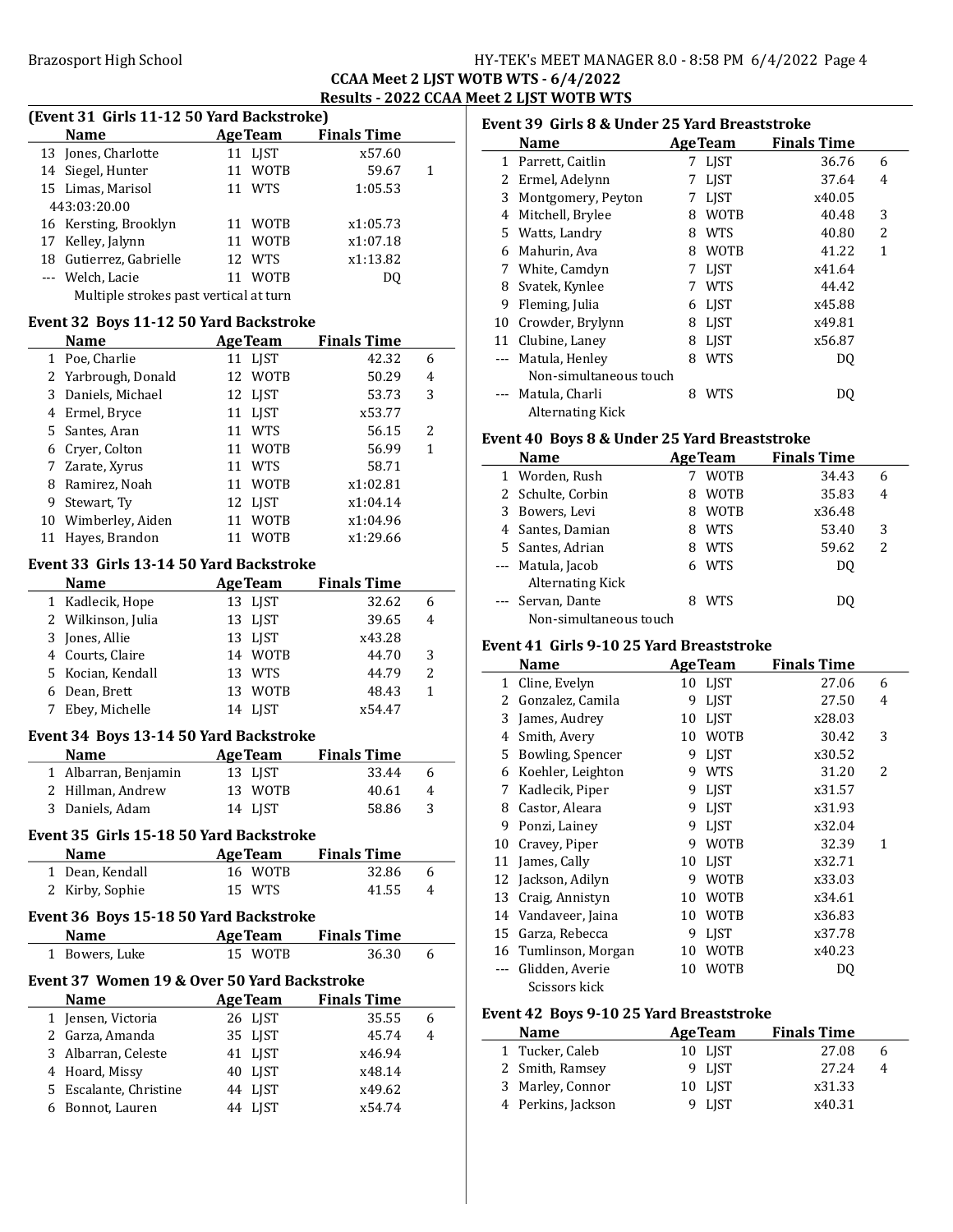**CCAA Meet 2 LJST WOTB WTS - 6/4/2022**

**Results - 2022 CCAA Meet 2 LJST WOTB WTS**

### (Event 31 Girls 11-12 50 Yard Backstroke)

| | Name | Age | Team | Finals Time | |
|---|---|---|---|---|---|
| 13 | Jones, Charlotte | 11 | LJST | x57.60 | |
| 14 | Siegel, Hunter | 11 | WOTB | 59.67 | 1 |
| 15 | Limas, Marisol | 11 | WTS | 1:05.53 | |
| | 443:03:20.00 | | | | |
| 16 | Kersting, Brooklyn | 11 | WOTB | x1:05.73 | |
| 17 | Kelley, Jalynn | 11 | WOTB | x1:07.18 | |
| 18 | Gutierrez, Gabrielle | 12 | WTS | x1:13.82 | |
| --- | Welch, Lacie | 11 | WOTB | DQ | |
| | Multiple strokes past vertical at turn | | | | |

### Event 32 Boys 11-12 50 Yard Backstroke

| | Name | Age | Team | Finals Time | |
|---|---|---|---|---|---|
| 1 | Poe, Charlie | 11 | LJST | 42.32 | 6 |
| 2 | Yarbrough, Donald | 12 | WOTB | 50.29 | 4 |
| 3 | Daniels, Michael | 12 | LJST | 53.73 | 3 |
| 4 | Ermel, Bryce | 11 | LJST | x53.77 | |
| 5 | Santes, Aran | 11 | WTS | 56.15 | 2 |
| 6 | Cryer, Colton | 11 | WOTB | 56.99 | 1 |
| 7 | Zarate, Xyrus | 11 | WTS | 58.71 | |
| 8 | Ramirez, Noah | 11 | WOTB | x1:02.81 | |
| 9 | Stewart, Ty | 12 | LJST | x1:04.14 | |
| 10 | Wimberley, Aiden | 11 | WOTB | x1:04.96 | |
| 11 | Hayes, Brandon | 11 | WOTB | x1:29.66 | |

### Event 33 Girls 13-14 50 Yard Backstroke

| | Name | Age | Team | Finals Time | |
|---|---|---|---|---|---|
| 1 | Kadlecik, Hope | 13 | LJST | 32.62 | 6 |
| 2 | Wilkinson, Julia | 13 | LJST | 39.65 | 4 |
| 3 | Jones, Allie | 13 | LJST | x43.28 | |
| 4 | Courts, Claire | 14 | WOTB | 44.70 | 3 |
| 5 | Kocian, Kendall | 13 | WTS | 44.79 | 2 |
| 6 | Dean, Brett | 13 | WOTB | 48.43 | 1 |
| 7 | Ebey, Michelle | 14 | LJST | x54.47 | |

### Event 34 Boys 13-14 50 Yard Backstroke

| | Name | Age | Team | Finals Time | |
|---|---|---|---|---|---|
| 1 | Albarran, Benjamin | 13 | LJST | 33.44 | 6 |
| 2 | Hillman, Andrew | 13 | WOTB | 40.61 | 4 |
| 3 | Daniels, Adam | 14 | LJST | 58.86 | 3 |

### Event 35 Girls 15-18 50 Yard Backstroke

| | Name | Age | Team | Finals Time | |
|---|---|---|---|---|---|
| 1 | Dean, Kendall | 16 | WOTB | 32.86 | 6 |
| 2 | Kirby, Sophie | 15 | WTS | 41.55 | 4 |

### Event 36 Boys 15-18 50 Yard Backstroke

| | Name | Age | Team | Finals Time | |
|---|---|---|---|---|---|
| 1 | Bowers, Luke | 15 | WOTB | 36.30 | 6 |

### Event 37 Women 19 & Over 50 Yard Backstroke

| | Name | Age | Team | Finals Time | |
|---|---|---|---|---|---|
| 1 | Jensen, Victoria | 26 | LJST | 35.55 | 6 |
| 2 | Garza, Amanda | 35 | LJST | 45.74 | 4 |
| 3 | Albarran, Celeste | 41 | LJST | x46.94 | |
| 4 | Hoard, Missy | 40 | LJST | x48.14 | |
| 5 | Escalante, Christine | 44 | LJST | x49.62 | |
| 6 | Bonnot, Lauren | 44 | LJST | x54.74 | |

### Event 39 Girls 8 & Under 25 Yard Breaststroke

| | Name | Age | Team | Finals Time | |
|---|---|---|---|---|---|
| 1 | Parrett, Caitlin | 7 | LJST | 36.76 | 6 |
| 2 | Ermel, Adelynn | 7 | LJST | 37.64 | 4 |
| 3 | Montgomery, Peyton | 7 | LJST | x40.05 | |
| 4 | Mitchell, Brylee | 8 | WOTB | 40.48 | 3 |
| 5 | Watts, Landry | 8 | WTS | 40.80 | 2 |
| 6 | Mahurin, Ava | 8 | WOTB | 41.22 | 1 |
| 7 | White, Camdyn | 7 | LJST | x41.64 | |
| 8 | Svatek, Kynlee | 7 | WTS | 44.42 | |
| 9 | Fleming, Julia | 6 | LJST | x45.88 | |
| 10 | Crowder, Brylynn | 8 | LJST | x49.81 | |
| 11 | Clubine, Laney | 8 | LJST | x56.87 | |
| --- | Matula, Henley | 8 | WTS | DQ | |
| | Non-simultaneous touch | | | | |
| --- | Matula, Charli | 8 | WTS | DQ | |
| | Alternating Kick | | | | |

### Event 40 Boys 8 & Under 25 Yard Breaststroke

| | Name | Age | Team | Finals Time | |
|---|---|---|---|---|---|
| 1 | Worden, Rush | 7 | WOTB | 34.43 | 6 |
| 2 | Schulte, Corbin | 8 | WOTB | 35.83 | 4 |
| 3 | Bowers, Levi | 8 | WOTB | x36.48 | |
| 4 | Santes, Damian | 8 | WTS | 53.40 | 3 |
| 5 | Santes, Adrian | 8 | WTS | 59.62 | 2 |
| --- | Matula, Jacob | 6 | WTS | DQ | |
| | Alternating Kick | | | | |
| --- | Servan, Dante | 8 | WTS | DQ | |
| | Non-simultaneous touch | | | | |

### Event 41 Girls 9-10 25 Yard Breaststroke

| | Name | Age | Team | Finals Time | |
|---|---|---|---|---|---|
| 1 | Cline, Evelyn | 10 | LJST | 27.06 | 6 |
| 2 | Gonzalez, Camila | 9 | LJST | 27.50 | 4 |
| 3 | James, Audrey | 10 | LJST | x28.03 | |
| 4 | Smith, Avery | 10 | WOTB | 30.42 | 3 |
| 5 | Bowling, Spencer | 9 | LJST | x30.52 | |
| 6 | Koehler, Leighton | 9 | WTS | 31.20 | 2 |
| 7 | Kadlecik, Piper | 9 | LJST | x31.57 | |
| 8 | Castor, Aleara | 9 | LJST | x31.93 | |
| 9 | Ponzi, Lainey | 9 | LJST | x32.04 | |
| 10 | Cravey, Piper | 9 | WOTB | 32.39 | 1 |
| 11 | James, Cally | 10 | LJST | x32.71 | |
| 12 | Jackson, Adilyn | 9 | WOTB | x33.03 | |
| 13 | Craig, Annistyn | 10 | WOTB | x34.61 | |
| 14 | Vandaveer, Jaina | 10 | WOTB | x36.83 | |
| 15 | Garza, Rebecca | 9 | LJST | x37.78 | |
| 16 | Tumlinson, Morgan | 10 | WOTB | x40.23 | |
| --- | Glidden, Averie | 10 | WOTB | DQ | |
| | Scissors kick | | | | |

### Event 42 Boys 9-10 25 Yard Breaststroke

| | Name | Age | Team | Finals Time | |
|---|---|---|---|---|---|
| 1 | Tucker, Caleb | 10 | LJST | 27.08 | 6 |
| 2 | Smith, Ramsey | 9 | LJST | 27.24 | 4 |
| 3 | Marley, Connor | 10 | LJST | x31.33 | |
| 4 | Perkins, Jackson | 9 | LJST | x40.31 | |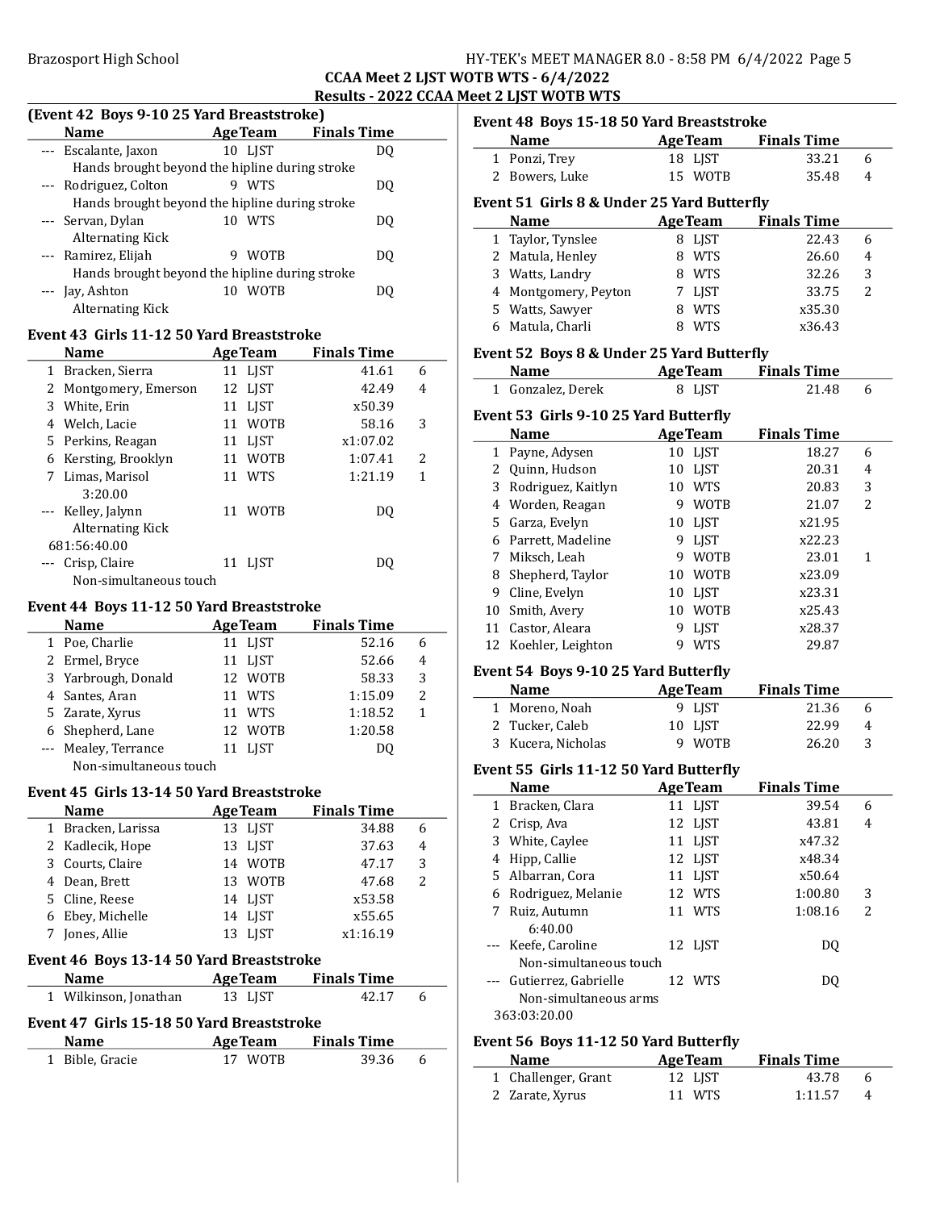## CCAA Meet 2 LJST WOTB WTS - 6/4/2022

### Results - 2022 CCAA Meet 2 LJST WOTB WTS

#### (Event 42 Boys 9-10 25 Yard Breaststroke)

| | Name | Age | Team | Finals Time | |
|---|---|---|---|---|---|
| --- | Escalante, Jaxon | 10 | LJST | DQ | |
| | Hands brought beyond the hipline during stroke | | | | |
| --- | Rodriguez, Colton | 9 | WTS | DQ | |
| | Hands brought beyond the hipline during stroke | | | | |
| --- | Servan, Dylan | 10 | WTS | DQ | |
| | Alternating Kick | | | | |
| --- | Ramirez, Elijah | 9 | WOTB | DQ | |
| | Hands brought beyond the hipline during stroke | | | | |
| --- | Jay, Ashton | 10 | WOTB | DQ | |
| | Alternating Kick | | | | |

#### Event 43 Girls 11-12 50 Yard Breaststroke

| | Name | Age | Team | Finals Time | |
|---|---|---|---|---|---|
| 1 | Bracken, Sierra | 11 | LJST | 41.61 | 6 |
| 2 | Montgomery, Emerson | 12 | LJST | 42.49 | 4 |
| 3 | White, Erin | 11 | LJST | x50.39 | |
| 4 | Welch, Lacie | 11 | WOTB | 58.16 | 3 |
| 5 | Perkins, Reagan | 11 | LJST | x1:07.02 | |
| 6 | Kersting, Brooklyn | 11 | WOTB | 1:07.41 | 2 |
| 7 | Limas, Marisol | 11 | WTS | 1:21.19 | 1 |
| | 3:20.00 | | | | |
| --- | Kelley, Jalynn | 11 | WOTB | DQ | |
| | Alternating Kick | | | | |
| | 681:56:40.00 | | | | |
| --- | Crisp, Claire | 11 | LJST | DQ | |
| | Non-simultaneous touch | | | | |

#### Event 44 Boys 11-12 50 Yard Breaststroke

| | Name | Age | Team | Finals Time | |
|---|---|---|---|---|---|
| 1 | Poe, Charlie | 11 | LJST | 52.16 | 6 |
| 2 | Ermel, Bryce | 11 | LJST | 52.66 | 4 |
| 3 | Yarbrough, Donald | 12 | WOTB | 58.33 | 3 |
| 4 | Santes, Aran | 11 | WTS | 1:15.09 | 2 |
| 5 | Zarate, Xyrus | 11 | WTS | 1:18.52 | 1 |
| 6 | Shepherd, Lane | 12 | WOTB | 1:20.58 | |
| --- | Mealey, Terrance | 11 | LJST | DQ | |
| | Non-simultaneous touch | | | | |

#### Event 45 Girls 13-14 50 Yard Breaststroke

| | Name | Age | Team | Finals Time | |
|---|---|---|---|---|---|
| 1 | Bracken, Larissa | 13 | LJST | 34.88 | 6 |
| 2 | Kadlecik, Hope | 13 | LJST | 37.63 | 4 |
| 3 | Courts, Claire | 14 | WOTB | 47.17 | 3 |
| 4 | Dean, Brett | 13 | WOTB | 47.68 | 2 |
| 5 | Cline, Reese | 14 | LJST | x53.58 | |
| 6 | Ebey, Michelle | 14 | LJST | x55.65 | |
| 7 | Jones, Allie | 13 | LJST | x1:16.19 | |

#### Event 46 Boys 13-14 50 Yard Breaststroke

| | Name | Age | Team | Finals Time | |
|---|---|---|---|---|---|
| 1 | Wilkinson, Jonathan | 13 | LJST | 42.17 | 6 |

#### Event 47 Girls 15-18 50 Yard Breaststroke

| | Name | Age | Team | Finals Time | |
|---|---|---|---|---|---|
| 1 | Bible, Gracie | 17 | WOTB | 39.36 | 6 |

#### Event 48 Boys 15-18 50 Yard Breaststroke

| | Name | Age | Team | Finals Time | |
|---|---|---|---|---|---|
| 1 | Ponzi, Trey | 18 | LJST | 33.21 | 6 |
| 2 | Bowers, Luke | 15 | WOTB | 35.48 | 4 |

#### Event 51 Girls 8 & Under 25 Yard Butterfly

| | Name | Age | Team | Finals Time | |
|---|---|---|---|---|---|
| 1 | Taylor, Tynslee | 8 | LJST | 22.43 | 6 |
| 2 | Matula, Henley | 8 | WTS | 26.60 | 4 |
| 3 | Watts, Landry | 8 | WTS | 32.26 | 3 |
| 4 | Montgomery, Peyton | 7 | LJST | 33.75 | 2 |
| 5 | Watts, Sawyer | 8 | WTS | x35.30 | |
| 6 | Matula, Charli | 8 | WTS | x36.43 | |

#### Event 52 Boys 8 & Under 25 Yard Butterfly

| | Name | Age | Team | Finals Time | |
|---|---|---|---|---|---|
| 1 | Gonzalez, Derek | 8 | LJST | 21.48 | 6 |

#### Event 53 Girls 9-10 25 Yard Butterfly

| | Name | Age | Team | Finals Time | |
|---|---|---|---|---|---|
| 1 | Payne, Adysen | 10 | LJST | 18.27 | 6 |
| 2 | Quinn, Hudson | 10 | LJST | 20.31 | 4 |
| 3 | Rodriguez, Kaitlyn | 10 | WTS | 20.83 | 3 |
| 4 | Worden, Reagan | 9 | WOTB | 21.07 | 2 |
| 5 | Garza, Evelyn | 10 | LJST | x21.95 | |
| 6 | Parrett, Madeline | 9 | LJST | x22.23 | |
| 7 | Miksch, Leah | 9 | WOTB | 23.01 | 1 |
| 8 | Shepherd, Taylor | 10 | WOTB | x23.09 | |
| 9 | Cline, Evelyn | 10 | LJST | x23.31 | |
| 10 | Smith, Avery | 10 | WOTB | x25.43 | |
| 11 | Castor, Aleara | 9 | LJST | x28.37 | |
| 12 | Koehler, Leighton | 9 | WTS | 29.87 | |

#### Event 54 Boys 9-10 25 Yard Butterfly

| | Name | Age | Team | Finals Time | |
|---|---|---|---|---|---|
| 1 | Moreno, Noah | 9 | LJST | 21.36 | 6 |
| 2 | Tucker, Caleb | 10 | LJST | 22.99 | 4 |
| 3 | Kucera, Nicholas | 9 | WOTB | 26.20 | 3 |

#### Event 55 Girls 11-12 50 Yard Butterfly

| | Name | Age | Team | Finals Time | |
|---|---|---|---|---|---|
| 1 | Bracken, Clara | 11 | LJST | 39.54 | 6 |
| 2 | Crisp, Ava | 12 | LJST | 43.81 | 4 |
| 3 | White, Caylee | 11 | LJST | x47.32 | |
| 4 | Hipp, Callie | 12 | LJST | x48.34 | |
| 5 | Albarran, Cora | 11 | LJST | x50.64 | |
| 6 | Rodriguez, Melanie | 12 | WTS | 1:00.80 | 3 |
| 7 | Ruiz, Autumn | 11 | WTS | 1:08.16 | 2 |
| | 6:40.00 | | | | |
| --- | Keefe, Caroline | 12 | LJST | DQ | |
| | Non-simultaneous touch | | | | |
| --- | Gutierrez, Gabrielle | 12 | WTS | DQ | |
| | Non-simultaneous arms | | | | |
| | 363:03:20.00 | | | | |

#### Event 56 Boys 11-12 50 Yard Butterfly

| | Name | Age | Team | Finals Time | |
|---|---|---|---|---|---|
| 1 | Challenger, Grant | 12 | LJST | 43.78 | 6 |
| 2 | Zarate, Xyrus | 11 | WTS | 1:11.57 | 4 |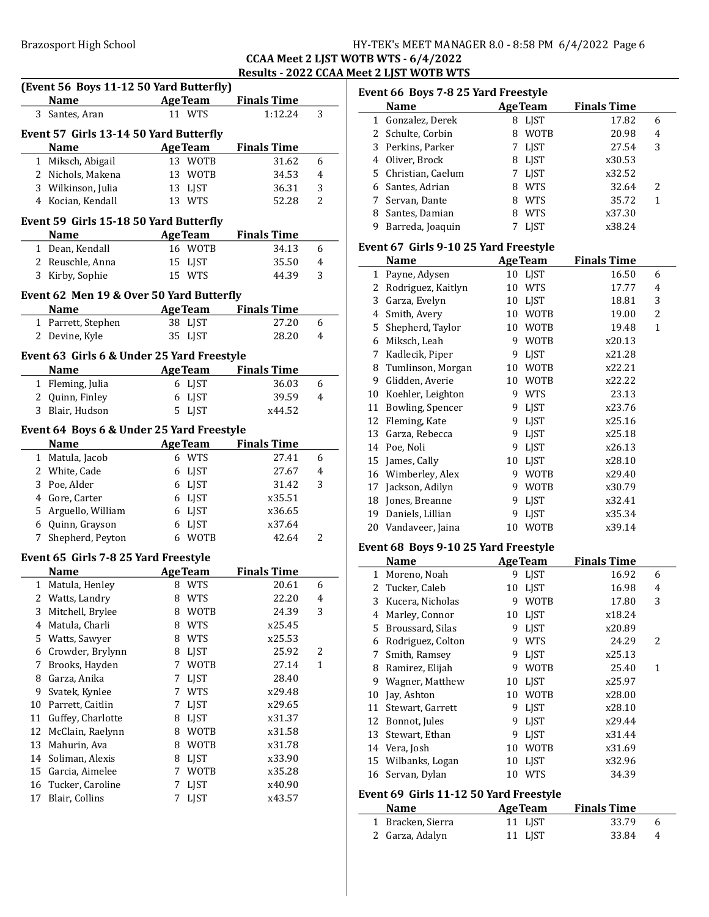## CCAA Meet 2 LJST WOTB WTS - 6/4/2022

### Results - 2022 CCAA Meet 2 LJST WOTB WTS

#### (Event 56 Boys 11-12 50 Yard Butterfly)

| | Name | Age | Team | Finals Time | |
|---|---|---|---|---|---|
| 3 | Santes, Aran | 11 | WTS | 1:12.24 | 3 |

#### Event 57 Girls 13-14 50 Yard Butterfly

| | Name | Age | Team | Finals Time | |
|---|---|---|---|---|---|
| 1 | Miksch, Abigail | 13 | WOTB | 31.62 | 6 |
| 2 | Nichols, Makena | 13 | WOTB | 34.53 | 4 |
| 3 | Wilkinson, Julia | 13 | LJST | 36.31 | 3 |
| 4 | Kocian, Kendall | 13 | WTS | 52.28 | 2 |

#### Event 59 Girls 15-18 50 Yard Butterfly

| | Name | Age | Team | Finals Time | |
|---|---|---|---|---|---|
| 1 | Dean, Kendall | 16 | WOTB | 34.13 | 6 |
| 2 | Reuschle, Anna | 15 | LJST | 35.50 | 4 |
| 3 | Kirby, Sophie | 15 | WTS | 44.39 | 3 |

#### Event 62 Men 19 & Over 50 Yard Butterfly

| | Name | Age | Team | Finals Time | |
|---|---|---|---|---|---|
| 1 | Parrett, Stephen | 38 | LJST | 27.20 | 6 |
| 2 | Devine, Kyle | 35 | LJST | 28.20 | 4 |

#### Event 63 Girls 6 & Under 25 Yard Freestyle

| | Name | Age | Team | Finals Time | |
|---|---|---|---|---|---|
| 1 | Fleming, Julia | 6 | LJST | 36.03 | 6 |
| 2 | Quinn, Finley | 6 | LJST | 39.59 | 4 |
| 3 | Blair, Hudson | 5 | LJST | x44.52 | |

#### Event 64 Boys 6 & Under 25 Yard Freestyle

| | Name | Age | Team | Finals Time | |
|---|---|---|---|---|---|
| 1 | Matula, Jacob | 6 | WTS | 27.41 | 6 |
| 2 | White, Cade | 6 | LJST | 27.67 | 4 |
| 3 | Poe, Alder | 6 | LJST | 31.42 | 3 |
| 4 | Gore, Carter | 6 | LJST | x35.51 | |
| 5 | Arguello, William | 6 | LJST | x36.65 | |
| 6 | Quinn, Grayson | 6 | LJST | x37.64 | |
| 7 | Shepherd, Peyton | 6 | WOTB | 42.64 | 2 |

#### Event 65 Girls 7-8 25 Yard Freestyle

| | Name | Age | Team | Finals Time | |
|---|---|---|---|---|---|
| 1 | Matula, Henley | 8 | WTS | 20.61 | 6 |
| 2 | Watts, Landry | 8 | WTS | 22.20 | 4 |
| 3 | Mitchell, Brylee | 8 | WOTB | 24.39 | 3 |
| 4 | Matula, Charli | 8 | WTS | x25.45 | |
| 5 | Watts, Sawyer | 8 | WTS | x25.53 | |
| 6 | Crowder, Brylynn | 8 | LJST | 25.92 | 2 |
| 7 | Brooks, Hayden | 7 | WOTB | 27.14 | 1 |
| 8 | Garza, Anika | 7 | LJST | 28.40 | |
| 9 | Svatek, Kynlee | 7 | WTS | x29.48 | |
| 10 | Parrett, Caitlin | 7 | LJST | x29.65 | |
| 11 | Guffey, Charlotte | 8 | LJST | x31.37 | |
| 12 | McClain, Raelynn | 8 | WOTB | x31.58 | |
| 13 | Mahurin, Ava | 8 | WOTB | x31.78 | |
| 14 | Soliman, Alexis | 8 | LJST | x33.90 | |
| 15 | Garcia, Aimelee | 7 | WOTB | x35.28 | |
| 16 | Tucker, Caroline | 7 | LJST | x40.90 | |
| 17 | Blair, Collins | 7 | LJST | x43.57 | |

#### Event 66 Boys 7-8 25 Yard Freestyle

| | Name | Age | Team | Finals Time | |
|---|---|---|---|---|---|
| 1 | Gonzalez, Derek | 8 | LJST | 17.82 | 6 |
| 2 | Schulte, Corbin | 8 | WOTB | 20.98 | 4 |
| 3 | Perkins, Parker | 7 | LJST | 27.54 | 3 |
| 4 | Oliver, Brock | 8 | LJST | x30.53 | |
| 5 | Christian, Caelum | 7 | LJST | x32.52 | |
| 6 | Santes, Adrian | 8 | WTS | 32.64 | 2 |
| 7 | Servan, Dante | 8 | WTS | 35.72 | 1 |
| 8 | Santes, Damian | 8 | WTS | x37.30 | |
| 9 | Barreda, Joaquin | 7 | LJST | x38.24 | |

#### Event 67 Girls 9-10 25 Yard Freestyle

| | Name | Age | Team | Finals Time | |
|---|---|---|---|---|---|
| 1 | Payne, Adysen | 10 | LJST | 16.50 | 6 |
| 2 | Rodriguez, Kaitlyn | 10 | WTS | 17.77 | 4 |
| 3 | Garza, Evelyn | 10 | LJST | 18.81 | 3 |
| 4 | Smith, Avery | 10 | WOTB | 19.00 | 2 |
| 5 | Shepherd, Taylor | 10 | WOTB | 19.48 | 1 |
| 6 | Miksch, Leah | 9 | WOTB | x20.13 | |
| 7 | Kadlecik, Piper | 9 | LJST | x21.28 | |
| 8 | Tumlinson, Morgan | 10 | WOTB | x22.21 | |
| 9 | Glidden, Averie | 10 | WOTB | x22.22 | |
| 10 | Koehler, Leighton | 9 | WTS | 23.13 | |
| 11 | Bowling, Spencer | 9 | LJST | x23.76 | |
| 12 | Fleming, Kate | 9 | LJST | x25.16 | |
| 13 | Garza, Rebecca | 9 | LJST | x25.18 | |
| 14 | Poe, Noli | 9 | LJST | x26.13 | |
| 15 | James, Cally | 10 | LJST | x28.10 | |
| 16 | Wimberley, Alex | 9 | WOTB | x29.40 | |
| 17 | Jackson, Adilyn | 9 | WOTB | x30.79 | |
| 18 | Jones, Breanne | 9 | LJST | x32.41 | |
| 19 | Daniels, Lillian | 9 | LJST | x35.34 | |
| 20 | Vandaveer, Jaina | 10 | WOTB | x39.14 | |

#### Event 68 Boys 9-10 25 Yard Freestyle

| | Name | Age | Team | Finals Time | |
|---|---|---|---|---|---|
| 1 | Moreno, Noah | 9 | LJST | 16.92 | 6 |
| 2 | Tucker, Caleb | 10 | LJST | 16.98 | 4 |
| 3 | Kucera, Nicholas | 9 | WOTB | 17.80 | 3 |
| 4 | Marley, Connor | 10 | LJST | x18.24 | |
| 5 | Broussard, Silas | 9 | LJST | x20.89 | |
| 6 | Rodriguez, Colton | 9 | WTS | 24.29 | 2 |
| 7 | Smith, Ramsey | 9 | LJST | x25.13 | |
| 8 | Ramirez, Elijah | 9 | WOTB | 25.40 | 1 |
| 9 | Wagner, Matthew | 10 | LJST | x25.97 | |
| 10 | Jay, Ashton | 10 | WOTB | x28.00 | |
| 11 | Stewart, Garrett | 9 | LJST | x28.10 | |
| 12 | Bonnot, Jules | 9 | LJST | x29.44 | |
| 13 | Stewart, Ethan | 9 | LJST | x31.44 | |
| 14 | Vera, Josh | 10 | WOTB | x31.69 | |
| 15 | Wilbanks, Logan | 10 | LJST | x32.96 | |
| 16 | Servan, Dylan | 10 | WTS | 34.39 | |

#### Event 69 Girls 11-12 50 Yard Freestyle

| | Name | Age | Team | Finals Time | |
|---|---|---|---|---|---|
| 1 | Bracken, Sierra | 11 | LJST | 33.79 | 6 |
| 2 | Garza, Adalyn | 11 | LJST | 33.84 | 4 |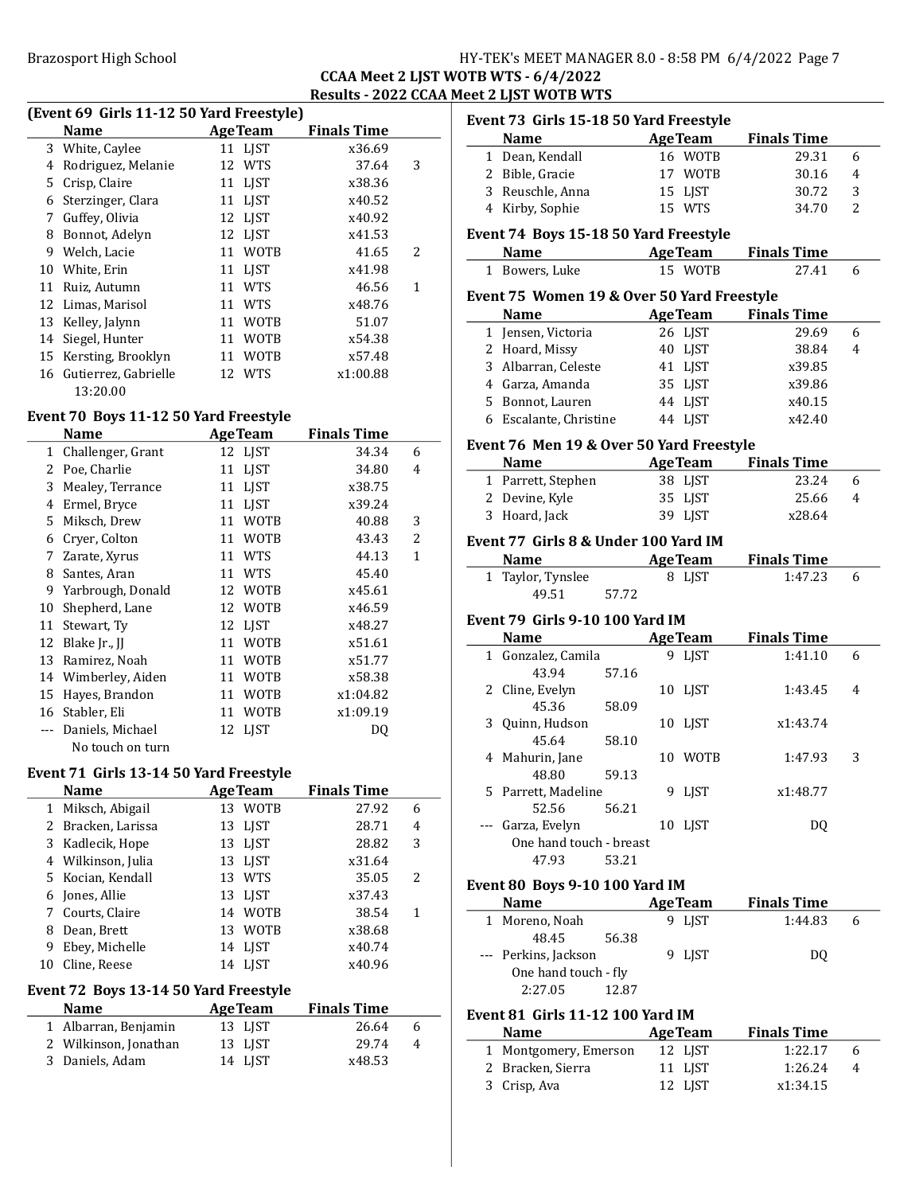CCAA Meet 2 LJST WOTB WTS - 6/4/2022

Results - 2022 CCAA Meet 2 LJST WOTB WTS

### (Event 69 Girls 11-12 50 Yard Freestyle)

| | Name | Age | Team | Finals Time | |
|---|---|---|---|---|---|
| 3 | White, Caylee | 11 | LJST | x36.69 | |
| 4 | Rodriguez, Melanie | 12 | WTS | 37.64 | 3 |
| 5 | Crisp, Claire | 11 | LJST | x38.36 | |
| 6 | Sterzinger, Clara | 11 | LJST | x40.52 | |
| 7 | Guffey, Olivia | 12 | LJST | x40.92 | |
| 8 | Bonnot, Adelyn | 12 | LJST | x41.53 | |
| 9 | Welch, Lacie | 11 | WOTB | 41.65 | 2 |
| 10 | White, Erin | 11 | LJST | x41.98 | |
| 11 | Ruiz, Autumn | 11 | WTS | 46.56 | 1 |
| 12 | Limas, Marisol | 11 | WTS | x48.76 | |
| 13 | Kelley, Jalynn | 11 | WOTB | 51.07 | |
| 14 | Siegel, Hunter | 11 | WOTB | x54.38 | |
| 15 | Kersting, Brooklyn | 11 | WOTB | x57.48 | |
| 16 | Gutierrez, Gabrielle | 12 | WTS | x1:00.88 | |
| | 13:20.00 | | | | |

### Event 70 Boys 11-12 50 Yard Freestyle

| | Name | Age | Team | Finals Time | |
|---|---|---|---|---|---|
| 1 | Challenger, Grant | 12 | LJST | 34.34 | 6 |
| 2 | Poe, Charlie | 11 | LJST | 34.80 | 4 |
| 3 | Mealey, Terrance | 11 | LJST | x38.75 | |
| 4 | Ermel, Bryce | 11 | LJST | x39.24 | |
| 5 | Miksch, Drew | 11 | WOTB | 40.88 | 3 |
| 6 | Cryer, Colton | 11 | WOTB | 43.43 | 2 |
| 7 | Zarate, Xyrus | 11 | WTS | 44.13 | 1 |
| 8 | Santes, Aran | 11 | WTS | 45.40 | |
| 9 | Yarbrough, Donald | 12 | WOTB | x45.61 | |
| 10 | Shepherd, Lane | 12 | WOTB | x46.59 | |
| 11 | Stewart, Ty | 12 | LJST | x48.27 | |
| 12 | Blake Jr., JJ | 11 | WOTB | x51.61 | |
| 13 | Ramirez, Noah | 11 | WOTB | x51.77 | |
| 14 | Wimberley, Aiden | 11 | WOTB | x58.38 | |
| 15 | Hayes, Brandon | 11 | WOTB | x1:04.82 | |
| 16 | Stabler, Eli | 11 | WOTB | x1:09.19 | |
| --- | Daniels, Michael | 12 | LJST | DQ | |
| | No touch on turn | | | | |

### Event 71 Girls 13-14 50 Yard Freestyle

| | Name | Age | Team | Finals Time | |
|---|---|---|---|---|---|
| 1 | Miksch, Abigail | 13 | WOTB | 27.92 | 6 |
| 2 | Bracken, Larissa | 13 | LJST | 28.71 | 4 |
| 3 | Kadlecik, Hope | 13 | LJST | 28.82 | 3 |
| 4 | Wilkinson, Julia | 13 | LJST | x31.64 | |
| 5 | Kocian, Kendall | 13 | WTS | 35.05 | 2 |
| 6 | Jones, Allie | 13 | LJST | x37.43 | |
| 7 | Courts, Claire | 14 | WOTB | 38.54 | 1 |
| 8 | Dean, Brett | 13 | WOTB | x38.68 | |
| 9 | Ebey, Michelle | 14 | LJST | x40.74 | |
| 10 | Cline, Reese | 14 | LJST | x40.96 | |

### Event 72 Boys 13-14 50 Yard Freestyle

| | Name | Age | Team | Finals Time | |
|---|---|---|---|---|---|
| 1 | Albarran, Benjamin | 13 | LJST | 26.64 | 6 |
| 2 | Wilkinson, Jonathan | 13 | LJST | 29.74 | 4 |
| 3 | Daniels, Adam | 14 | LJST | x48.53 | |

### Event 73 Girls 15-18 50 Yard Freestyle

| | Name | Age | Team | Finals Time | |
|---|---|---|---|---|---|
| 1 | Dean, Kendall | 16 | WOTB | 29.31 | 6 |
| 2 | Bible, Gracie | 17 | WOTB | 30.16 | 4 |
| 3 | Reuschle, Anna | 15 | LJST | 30.72 | 3 |
| 4 | Kirby, Sophie | 15 | WTS | 34.70 | 2 |

### Event 74 Boys 15-18 50 Yard Freestyle

| | Name | Age | Team | Finals Time | |
|---|---|---|---|---|---|
| 1 | Bowers, Luke | 15 | WOTB | 27.41 | 6 |

### Event 75 Women 19 & Over 50 Yard Freestyle

| | Name | Age | Team | Finals Time | |
|---|---|---|---|---|---|
| 1 | Jensen, Victoria | 26 | LJST | 29.69 | 6 |
| 2 | Hoard, Missy | 40 | LJST | 38.84 | 4 |
| 3 | Albarran, Celeste | 41 | LJST | x39.85 | |
| 4 | Garza, Amanda | 35 | LJST | x39.86 | |
| 5 | Bonnot, Lauren | 44 | LJST | x40.15 | |
| 6 | Escalante, Christine | 44 | LJST | x42.40 | |

### Event 76 Men 19 & Over 50 Yard Freestyle

| | Name | Age | Team | Finals Time | |
|---|---|---|---|---|---|
| 1 | Parrett, Stephen | 38 | LJST | 23.24 | 6 |
| 2 | Devine, Kyle | 35 | LJST | 25.66 | 4 |
| 3 | Hoard, Jack | 39 | LJST | x28.64 | |

### Event 77 Girls 8 & Under 100 Yard IM

| | Name | Age | Team | Finals Time | |
|---|---|---|---|---|---|
| 1 | Taylor, Tynslee | 8 | LJST | 1:47.23 | 6 |
| | 49.51 57.72 | | | | |

### Event 79 Girls 9-10 100 Yard IM

| | Name | Age | Team | Finals Time | |
|---|---|---|---|---|---|
| 1 | Gonzalez, Camila | 9 | LJST | 1:41.10 | 6 |
| | 43.94 57.16 | | | | |
| 2 | Cline, Evelyn | 10 | LJST | 1:43.45 | 4 |
| | 45.36 58.09 | | | | |
| 3 | Quinn, Hudson | 10 | LJST | x1:43.74 | |
| | 45.64 58.10 | | | | |
| 4 | Mahurin, Jane | 10 | WOTB | 1:47.93 | 3 |
| | 48.80 59.13 | | | | |
| 5 | Parrett, Madeline | 9 | LJST | x1:48.77 | |
| | 52.56 56.21 | | | | |
| --- | Garza, Evelyn | 10 | LJST | DQ | |
| | One hand touch - breast | | | | |
| | 47.93 53.21 | | | | |

### Event 80 Boys 9-10 100 Yard IM

| | Name | Age | Team | Finals Time | |
|---|---|---|---|---|---|
| 1 | Moreno, Noah | 9 | LJST | 1:44.83 | 6 |
| | 48.45 56.38 | | | | |
| --- | Perkins, Jackson | 9 | LJST | DQ | |
| | One hand touch - fly | | | | |
| | 2:27.05 12.87 | | | | |

### Event 81 Girls 11-12 100 Yard IM

| | Name | Age | Team | Finals Time | |
|---|---|---|---|---|---|
| 1 | Montgomery, Emerson | 12 | LJST | 1:22.17 | 6 |
| 2 | Bracken, Sierra | 11 | LJST | 1:26.24 | 4 |
| 3 | Crisp, Ava | 12 | LJST | x1:34.15 | |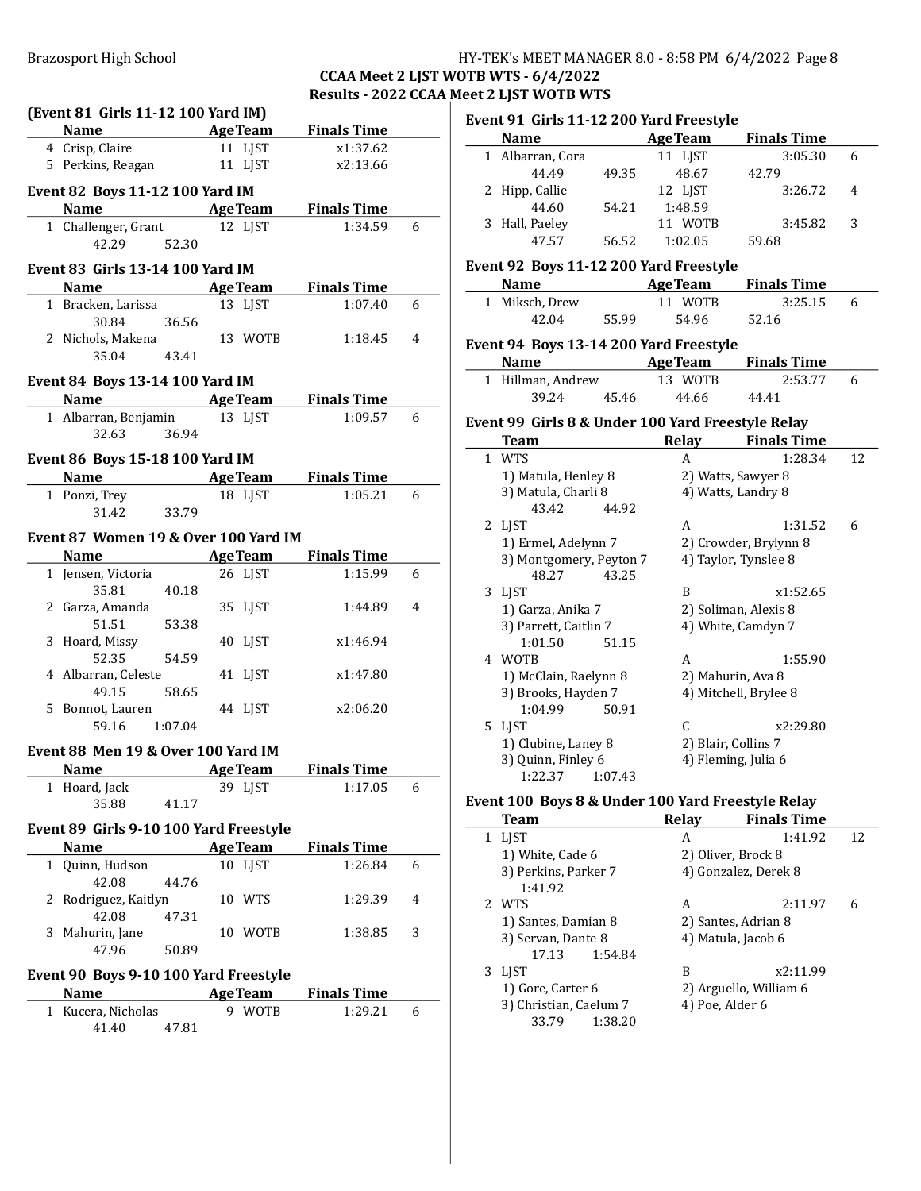## CCAA Meet 2 LJST WOTB WTS - 6/4/2022

### Results - 2022 CCAA Meet 2 LJST WOTB WTS

#### (Event 81 Girls 11-12 100 Yard IM)

| | Name | Age | Team | Finals Time | |
|---|---|---|---|---|---|
| 4 | Crisp, Claire | 11 | LJST | x1:37.62 | |
| 5 | Perkins, Reagan | 11 | LJST | x2:13.66 | |

#### Event 82 Boys 11-12 100 Yard IM

| | Name | Age | Team | Finals Time | |
|---|---|---|---|---|---|
| 1 | Challenger, Grant | 12 | LJST | 1:34.59 | 6 |
| | 42.29 52.30 | | | | |

#### Event 83 Girls 13-14 100 Yard IM

| | Name | Age | Team | Finals Time | |
|---|---|---|---|---|---|
| 1 | Bracken, Larissa | 13 | LJST | 1:07.40 | 6 |
| | 30.84 36.56 | | | | |
| 2 | Nichols, Makena | 13 | WOTB | 1:18.45 | 4 |
| | 35.04 43.41 | | | | |

#### Event 84 Boys 13-14 100 Yard IM

| | Name | Age | Team | Finals Time | |
|---|---|---|---|---|---|
| 1 | Albarran, Benjamin | 13 | LJST | 1:09.57 | 6 |
| | 32.63 36.94 | | | | |

#### Event 86 Boys 15-18 100 Yard IM

| | Name | Age | Team | Finals Time | |
|---|---|---|---|---|---|
| 1 | Ponzi, Trey | 18 | LJST | 1:05.21 | 6 |
| | 31.42 33.79 | | | | |

#### Event 87 Women 19 & Over 100 Yard IM

| | Name | Age | Team | Finals Time | |
|---|---|---|---|---|---|
| 1 | Jensen, Victoria | 26 | LJST | 1:15.99 | 6 |
| | 35.81 40.18 | | | | |
| 2 | Garza, Amanda | 35 | LJST | 1:44.89 | 4 |
| | 51.51 53.38 | | | | |
| 3 | Hoard, Missy | 40 | LJST | x1:46.94 | |
| | 52.35 54.59 | | | | |
| 4 | Albarran, Celeste | 41 | LJST | x1:47.80 | |
| | 49.15 58.65 | | | | |
| 5 | Bonnot, Lauren | 44 | LJST | x2:06.20 | |
| | 59.16 1:07.04 | | | | |

#### Event 88 Men 19 & Over 100 Yard IM

| | Name | Age | Team | Finals Time | |
|---|---|---|---|---|---|
| 1 | Hoard, Jack | 39 | LJST | 1:17.05 | 6 |
| | 35.88 41.17 | | | | |

#### Event 89 Girls 9-10 100 Yard Freestyle

| | Name | Age | Team | Finals Time | |
|---|---|---|---|---|---|
| 1 | Quinn, Hudson | 10 | LJST | 1:26.84 | 6 |
| | 42.08 44.76 | | | | |
| 2 | Rodriguez, Kaitlyn | 10 | WTS | 1:29.39 | 4 |
| | 42.08 47.31 | | | | |
| 3 | Mahurin, Jane | 10 | WOTB | 1:38.85 | 3 |
| | 47.96 50.89 | | | | |

#### Event 90 Boys 9-10 100 Yard Freestyle

| | Name | Age | Team | Finals Time | |
|---|---|---|---|---|---|
| 1 | Kucera, Nicholas | 9 | WOTB | 1:29.21 | 6 |
| | 41.40 47.81 | | | | |

#### Event 91 Girls 11-12 200 Yard Freestyle

| | Name | Age | Team | Finals Time | |
|---|---|---|---|---|---|
| 1 | Albarran, Cora | 11 | LJST | 3:05.30 | 6 |
| | 44.49 49.35 48.67 42.79 | | | | |
| 2 | Hipp, Callie | 12 | LJST | 3:26.72 | 4 |
| | 44.60 54.21 1:48.59 | | | | |
| 3 | Hall, Paeley | 11 | WOTB | 3:45.82 | 3 |
| | 47.57 56.52 1:02.05 59.68 | | | | |

#### Event 92 Boys 11-12 200 Yard Freestyle

| | Name | Age | Team | Finals Time | |
|---|---|---|---|---|---|
| 1 | Miksch, Drew | 11 | WOTB | 3:25.15 | 6 |
| | 42.04 55.99 54.96 52.16 | | | | |

#### Event 94 Boys 13-14 200 Yard Freestyle

| | Name | Age | Team | Finals Time | |
|---|---|---|---|---|---|
| 1 | Hillman, Andrew | 13 | WOTB | 2:53.77 | 6 |
| | 39.24 45.46 44.66 44.41 | | | | |

#### Event 99 Girls 8 & Under 100 Yard Freestyle Relay

| | Team | Relay | Finals Time | |
|---|---|---|---|---|
| 1 | WTS | A | 1:28.34 | 12 |
| | 1) Matula, Henley 8 | 2) Watts, Sawyer 8 | | |
| | 3) Matula, Charli 8 | 4) Watts, Landry 8 | | |
| | 43.42 44.92 | | | |
| 2 | LJST | A | 1:31.52 | 6 |
| | 1) Ermel, Adelynn 7 | 2) Crowder, Brylynn 8 | | |
| | 3) Montgomery, Peyton 7 | 4) Taylor, Tynslee 8 | | |
| | 48.27 43.25 | | | |
| 3 | LJST | B | x1:52.65 | |
| | 1) Garza, Anika 7 | 2) Soliman, Alexis 8 | | |
| | 3) Parrett, Caitlin 7 | 4) White, Camdyn 7 | | |
| | 1:01.50 51.15 | | | |
| 4 | WOTB | A | 1:55.90 | |
| | 1) McClain, Raelynn 8 | 2) Mahurin, Ava 8 | | |
| | 3) Brooks, Hayden 7 | 4) Mitchell, Brylee 8 | | |
| | 1:04.99 50.91 | | | |
| 5 | LJST | C | x2:29.80 | |
| | 1) Clubine, Laney 8 | 2) Blair, Collins 7 | | |
| | 3) Quinn, Finley 6 | 4) Fleming, Julia 6 | | |
| | 1:22.37 1:07.43 | | | |

#### Event 100 Boys 8 & Under 100 Yard Freestyle Relay

| | Team | Relay | Finals Time | |
|---|---|---|---|---|
| 1 | LJST | A | 1:41.92 | 12 |
| | 1) White, Cade 6 | 2) Oliver, Brock 8 | | |
| | 3) Perkins, Parker 7 | 4) Gonzalez, Derek 8 | | |
| | 1:41.92 | | | |
| 2 | WTS | A | 2:11.97 | 6 |
| | 1) Santes, Damian 8 | 2) Santes, Adrian 8 | | |
| | 3) Servan, Dante 8 | 4) Matula, Jacob 6 | | |
| | 17.13 1:54.84 | | | |
| 3 | LJST | B | x2:11.99 | |
| | 1) Gore, Carter 6 | 2) Arguello, William 6 | | |
| | 3) Christian, Caelum 7 | 4) Poe, Alder 6 | | |
| | 33.79 1:38.20 | | | |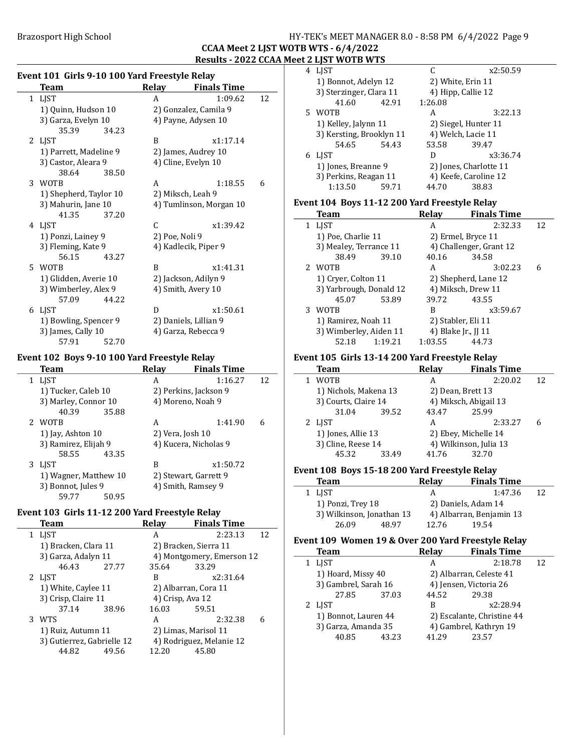## CCAA Meet 2 LJST WOTB WTS - 6/4/2022

### Results - 2022 CCAA Meet 2 LJST WOTB WTS

#### Event 101 Girls 9-10 100 Yard Freestyle Relay

| | Team | Relay | Finals Time | |
|---|---|---|---|---|
| 1 | LJST | A | 1:09.62 | 12 |
| | 1) Quinn, Hudson 10 | 2) Gonzalez, Camila 9 | | |
| | 3) Garza, Evelyn 10 | 4) Payne, Adysen 10 | | |
| | 35.39 34.23 | | | |
| 2 | LJST | B | x1:17.14 | |
| | 1) Parrett, Madeline 9 | 2) James, Audrey 10 | | |
| | 3) Castor, Aleara 9 | 4) Cline, Evelyn 10 | | |
| | 38.64 38.50 | | | |
| 3 | WOTB | A | 1:18.55 | 6 |
| | 1) Shepherd, Taylor 10 | 2) Miksch, Leah 9 | | |
| | 3) Mahurin, Jane 10 | 4) Tumlinson, Morgan 10 | | |
| | 41.35 37.20 | | | |
| 4 | LJST | C | x1:39.42 | |
| | 1) Ponzi, Lainey 9 | 2) Poe, Noli 9 | | |
| | 3) Fleming, Kate 9 | 4) Kadlecik, Piper 9 | | |
| | 56.15 43.27 | | | |
| 5 | WOTB | B | x1:41.31 | |
| | 1) Glidden, Averie 10 | 2) Jackson, Adilyn 9 | | |
| | 3) Wimberley, Alex 9 | 4) Smith, Avery 10 | | |
| | 57.09 44.22 | | | |
| 6 | LJST | D | x1:50.61 | |
| | 1) Bowling, Spencer 9 | 2) Daniels, Lillian 9 | | |
| | 3) James, Cally 10 | 4) Garza, Rebecca 9 | | |
| | 57.91 52.70 | | | |

#### Event 102 Boys 9-10 100 Yard Freestyle Relay

| | Team | Relay | Finals Time | |
|---|---|---|---|---|
| 1 | LJST | A | 1:16.27 | 12 |
| | 1) Tucker, Caleb 10 | 2) Perkins, Jackson 9 | | |
| | 3) Marley, Connor 10 | 4) Moreno, Noah 9 | | |
| | 40.39 35.88 | | | |
| 2 | WOTB | A | 1:41.90 | 6 |
| | 1) Jay, Ashton 10 | 2) Vera, Josh 10 | | |
| | 3) Ramirez, Elijah 9 | 4) Kucera, Nicholas 9 | | |
| | 58.55 43.35 | | | |
| 3 | LJST | B | x1:50.72 | |
| | 1) Wagner, Matthew 10 | 2) Stewart, Garrett 9 | | |
| | 3) Bonnot, Jules 9 | 4) Smith, Ramsey 9 | | |
| | 59.77 50.95 | | | |

#### Event 103 Girls 11-12 200 Yard Freestyle Relay

| | Team | Relay | Finals Time | |
|---|---|---|---|---|
| 1 | LJST | A | 2:23.13 | 12 |
| | 1) Bracken, Clara 11 | 2) Bracken, Sierra 11 | | |
| | 3) Garza, Adalyn 11 | 4) Montgomery, Emerson 12 | | |
| | 46.43 27.77 | 35.64 33.29 | | |
| 2 | LJST | B | x2:31.64 | |
| | 1) White, Caylee 11 | 2) Albarran, Cora 11 | | |
| | 3) Crisp, Claire 11 | 4) Crisp, Ava 12 | | |
| | 37.14 38.96 | 16.03 59.51 | | |
| 3 | WTS | A | 2:32.38 | 6 |
| | 1) Ruiz, Autumn 11 | 2) Limas, Marisol 11 | | |
| | 3) Gutierrez, Gabrielle 12 | 4) Rodriguez, Melanie 12 | | |
| | 44.82 49.56 | 12.20 45.80 | | |
| 4 | LJST | C | x2:50.59 | |
| | 1) Bonnot, Adelyn 12 | 2) White, Erin 11 | | |
| | 3) Sterzinger, Clara 11 | 4) Hipp, Callie 12 | | |
| | 41.60 42.91 | 1:26.08 | | |
| 5 | WOTB | A | 3:22.13 | |
| | 1) Kelley, Jalynn 11 | 2) Siegel, Hunter 11 | | |
| | 3) Kersting, Brooklyn 11 | 4) Welch, Lacie 11 | | |
| | 54.65 54.43 | 53.58 39.47 | | |
| 6 | LJST | D | x3:36.74 | |
| | 1) Jones, Breanne 9 | 2) Jones, Charlotte 11 | | |
| | 3) Perkins, Reagan 11 | 4) Keefe, Caroline 12 | | |
| | 1:13.50 59.71 | 44.70 38.83 | | |

#### Event 104 Boys 11-12 200 Yard Freestyle Relay

| | Team | Relay | Finals Time | |
|---|---|---|---|---|
| 1 | LJST | A | 2:32.33 | 12 |
| | 1) Poe, Charlie 11 | 2) Ermel, Bryce 11 | | |
| | 3) Mealey, Terrance 11 | 4) Challenger, Grant 12 | | |
| | 38.49 39.10 | 40.16 34.58 | | |
| 2 | WOTB | A | 3:02.23 | 6 |
| | 1) Cryer, Colton 11 | 2) Shepherd, Lane 12 | | |
| | 3) Yarbrough, Donald 12 | 4) Miksch, Drew 11 | | |
| | 45.07 53.89 | 39.72 43.55 | | |
| 3 | WOTB | B | x3:59.67 | |
| | 1) Ramirez, Noah 11 | 2) Stabler, Eli 11 | | |
| | 3) Wimberley, Aiden 11 | 4) Blake Jr., JJ 11 | | |
| | 52.18 1:19.21 | 1:03.55 44.73 | | |

#### Event 105 Girls 13-14 200 Yard Freestyle Relay

| | Team | Relay | Finals Time | |
|---|---|---|---|---|
| 1 | WOTB | A | 2:20.02 | 12 |
| | 1) Nichols, Makena 13 | 2) Dean, Brett 13 | | |
| | 3) Courts, Claire 14 | 4) Miksch, Abigail 13 | | |
| | 31.04 39.52 | 43.47 25.99 | | |
| 2 | LJST | A | 2:33.27 | 6 |
| | 1) Jones, Allie 13 | 2) Ebey, Michelle 14 | | |
| | 3) Cline, Reese 14 | 4) Wilkinson, Julia 13 | | |
| | 45.32 33.49 | 41.76 32.70 | | |

#### Event 108 Boys 15-18 200 Yard Freestyle Relay

| | Team | Relay | Finals Time | |
|---|---|---|---|---|
| 1 | LJST | A | 1:47.36 | 12 |
| | 1) Ponzi, Trey 18 | 2) Daniels, Adam 14 | | |
| | 3) Wilkinson, Jonathan 13 | 4) Albarran, Benjamin 13 | | |
| | 26.09 48.97 | 12.76 19.54 | | |

#### Event 109 Women 19 & Over 200 Yard Freestyle Relay

| | Team | Relay | Finals Time | |
|---|---|---|---|---|
| 1 | LJST | A | 2:18.78 | 12 |
| | 1) Hoard, Missy 40 | 2) Albarran, Celeste 41 | | |
| | 3) Gambrel, Sarah 16 | 4) Jensen, Victoria 26 | | |
| | 27.85 37.03 | 44.52 29.38 | | |
| 2 | LJST | B | x2:28.94 | |
| | 1) Bonnot, Lauren 44 | 2) Escalante, Christine 44 | | |
| | 3) Garza, Amanda 35 | 4) Gambrel, Kathryn 19 | | |
| | 40.85 43.23 | 41.29 23.57 | | |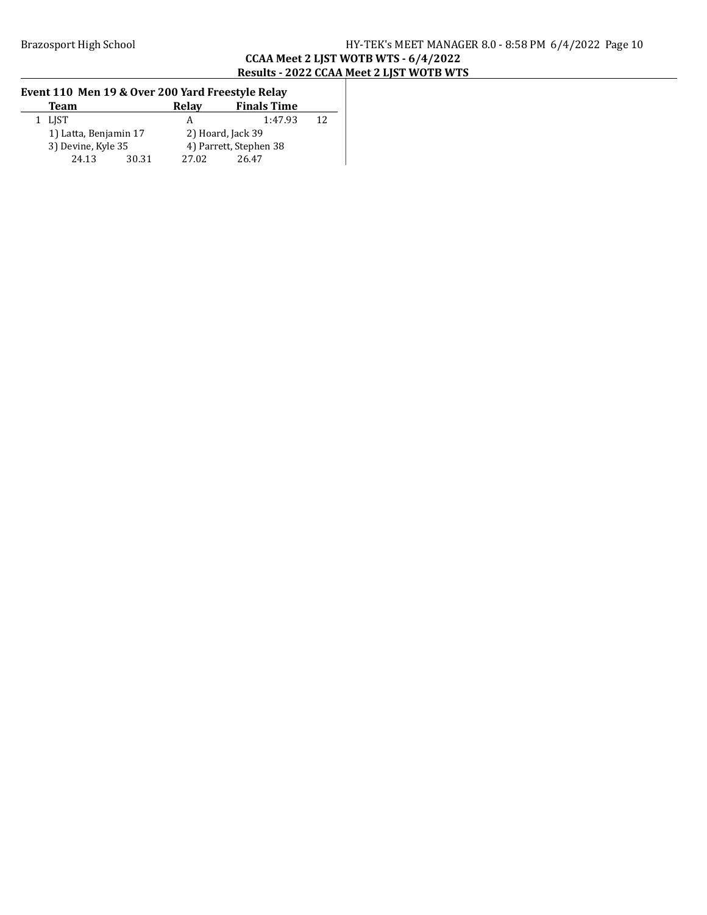## CCAA Meet 2 LJST WOTB WTS - 6/4/2022

## Results - 2022 CCAA Meet 2 LJST WOTB WTS

### Event 110 Men 19 & Over 200 Yard Freestyle Relay

| | Team | Relay | Finals Time | |
|---|---|---|---|---|
| 1 | LJST | A | 1:47.93 | 12 |

1) Latta, Benjamin 17 2) Hoard, Jack 39
3) Devine, Kyle 35 4) Parrett, Stephen 38
24.13 30.31 27.02 26.47